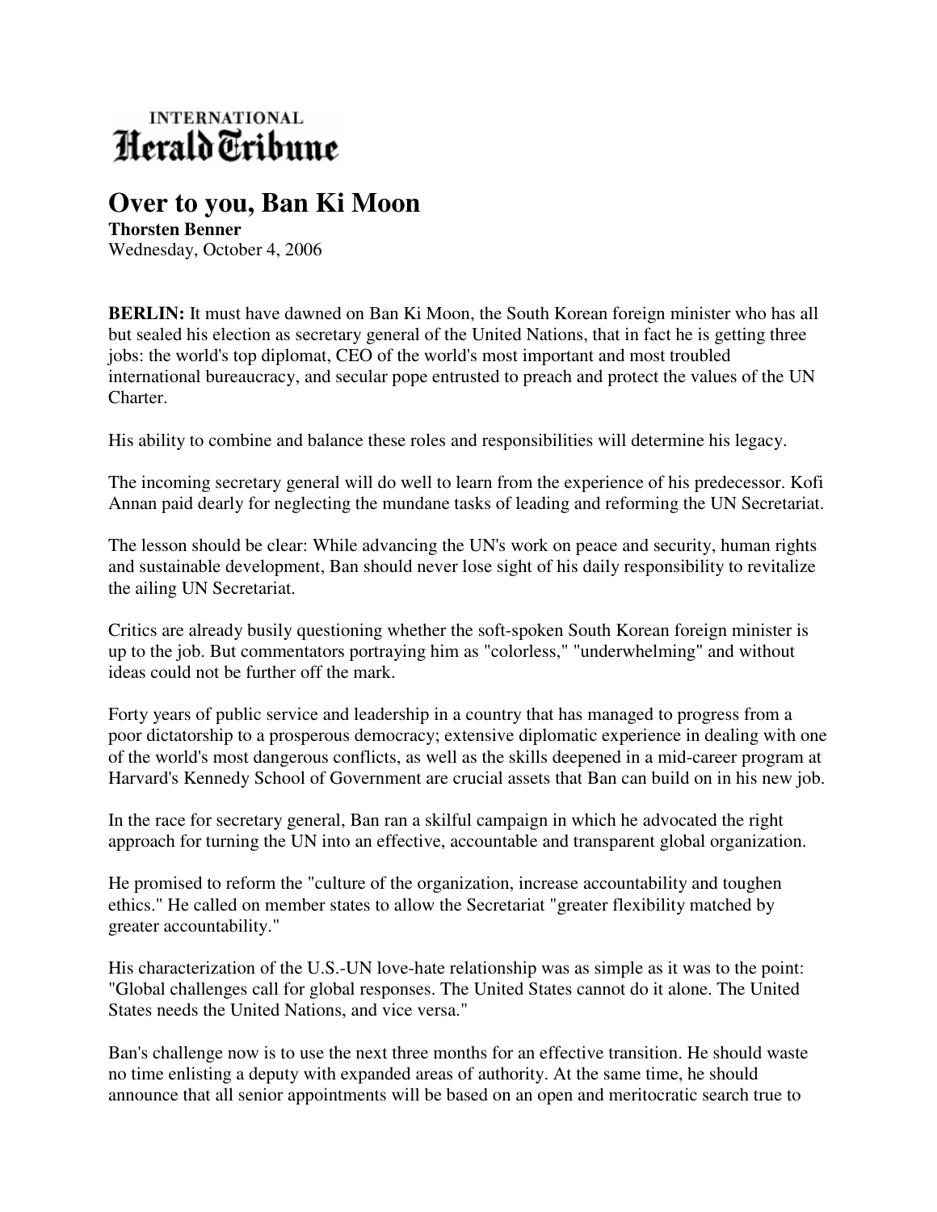INTERNATIONAL
Herald Tribune

# Over to you, Ban Ki Moon

**Thorsten Benner**
Wednesday, October 4, 2006

**BERLIN:** It must have dawned on Ban Ki Moon, the South Korean foreign minister who has all but sealed his election as secretary general of the United Nations, that in fact he is getting three jobs: the world's top diplomat, CEO of the world's most important and most troubled international bureaucracy, and secular pope entrusted to preach and protect the values of the UN Charter.

His ability to combine and balance these roles and responsibilities will determine his legacy.

The incoming secretary general will do well to learn from the experience of his predecessor. Kofi Annan paid dearly for neglecting the mundane tasks of leading and reforming the UN Secretariat.

The lesson should be clear: While advancing the UN's work on peace and security, human rights and sustainable development, Ban should never lose sight of his daily responsibility to revitalize the ailing UN Secretariat.

Critics are already busily questioning whether the soft-spoken South Korean foreign minister is up to the job. But commentators portraying him as "colorless," "underwhelming" and without ideas could not be further off the mark.

Forty years of public service and leadership in a country that has managed to progress from a poor dictatorship to a prosperous democracy; extensive diplomatic experience in dealing with one of the world's most dangerous conflicts, as well as the skills deepened in a mid-career program at Harvard's Kennedy School of Government are crucial assets that Ban can build on in his new job.

In the race for secretary general, Ban ran a skilful campaign in which he advocated the right approach for turning the UN into an effective, accountable and transparent global organization.

He promised to reform the "culture of the organization, increase accountability and toughen ethics." He called on member states to allow the Secretariat "greater flexibility matched by greater accountability."

His characterization of the U.S.-UN love-hate relationship was as simple as it was to the point: "Global challenges call for global responses. The United States cannot do it alone. The United States needs the United Nations, and vice versa."

Ban's challenge now is to use the next three months for an effective transition. He should waste no time enlisting a deputy with expanded areas of authority. At the same time, he should announce that all senior appointments will be based on an open and meritocratic search true to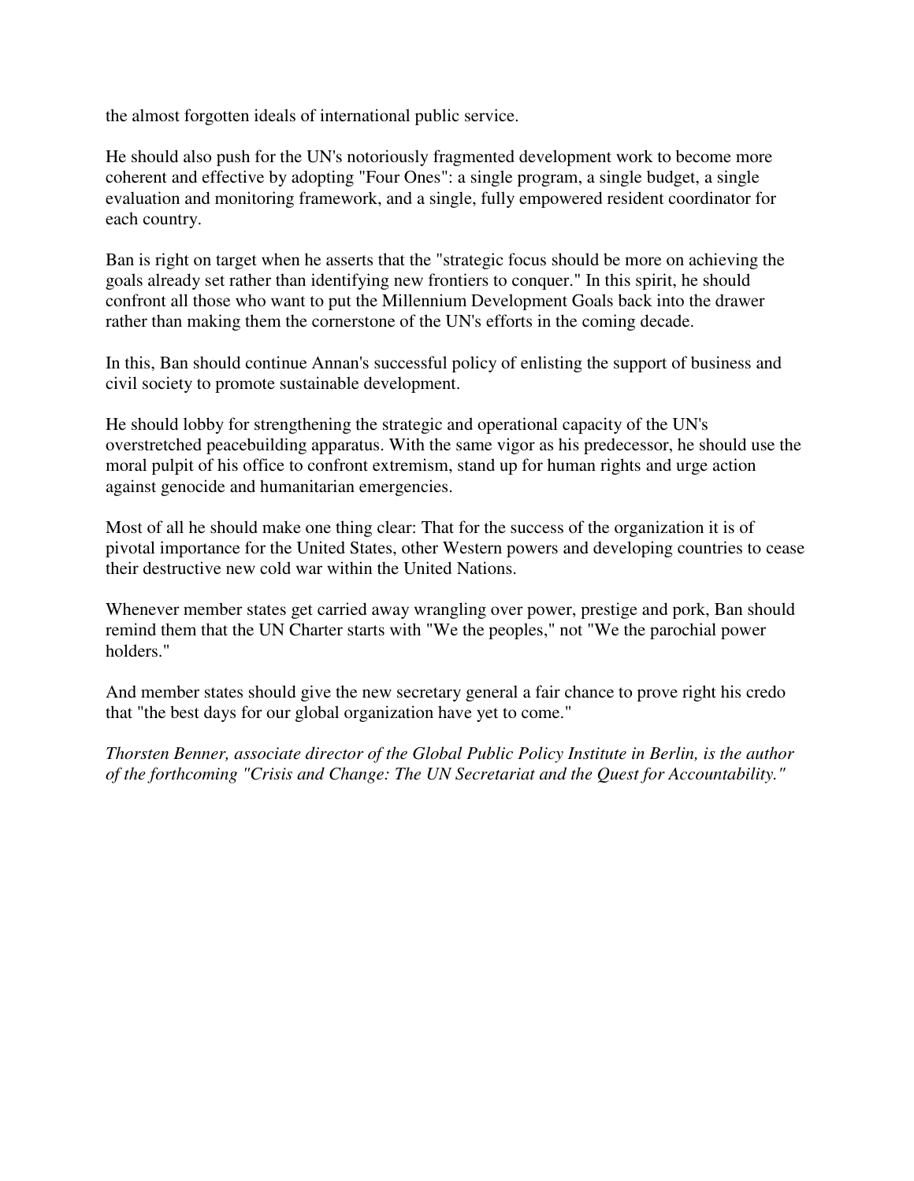the almost forgotten ideals of international public service.

He should also push for the UN's notoriously fragmented development work to become more coherent and effective by adopting "Four Ones": a single program, a single budget, a single evaluation and monitoring framework, and a single, fully empowered resident coordinator for each country.

Ban is right on target when he asserts that the "strategic focus should be more on achieving the goals already set rather than identifying new frontiers to conquer." In this spirit, he should confront all those who want to put the Millennium Development Goals back into the drawer rather than making them the cornerstone of the UN's efforts in the coming decade.

In this, Ban should continue Annan's successful policy of enlisting the support of business and civil society to promote sustainable development.

He should lobby for strengthening the strategic and operational capacity of the UN's overstretched peacebuilding apparatus. With the same vigor as his predecessor, he should use the moral pulpit of his office to confront extremism, stand up for human rights and urge action against genocide and humanitarian emergencies.

Most of all he should make one thing clear: That for the success of the organization it is of pivotal importance for the United States, other Western powers and developing countries to cease their destructive new cold war within the United Nations.

Whenever member states get carried away wrangling over power, prestige and pork, Ban should remind them that the UN Charter starts with "We the peoples," not "We the parochial power holders."

And member states should give the new secretary general a fair chance to prove right his credo that "the best days for our global organization have yet to come."

*Thorsten Benner, associate director of the Global Public Policy Institute in Berlin, is the author of the forthcoming "Crisis and Change: The UN Secretariat and the Quest for Accountability."*